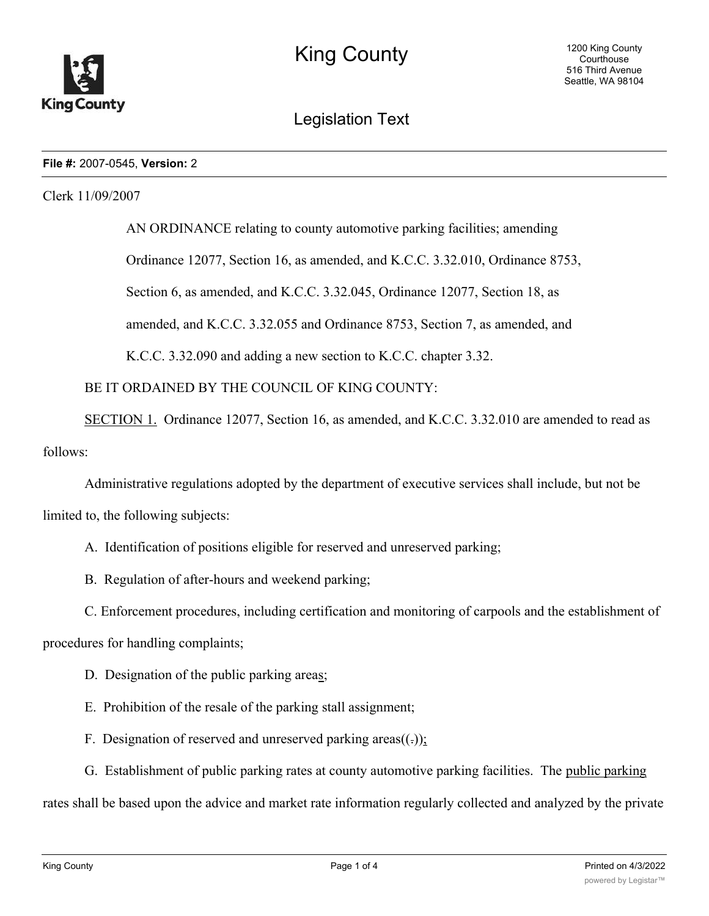King County

Legislation Text

**File #:** 2007-0545, **Version:** 2

Clerk 11/09/2007

AN ORDINANCE relating to county automotive parking facilities; amending Ordinance 12077, Section 16, as amended, and K.C.C. 3.32.010, Ordinance 8753, Section 6, as amended, and K.C.C. 3.32.045, Ordinance 12077, Section 18, as amended, and K.C.C. 3.32.055 and Ordinance 8753, Section 7, as amended, and K.C.C. 3.32.090 and adding a new section to K.C.C. chapter 3.32.

BE IT ORDAINED BY THE COUNCIL OF KING COUNTY:

SECTION 1. Ordinance 12077, Section 16, as amended, and K.C.C. 3.32.010 are amended to read as follows:

Administrative regulations adopted by the department of executive services shall include, but not be limited to, the following subjects:

A. Identification of positions eligible for reserved and unreserved parking;

B. Regulation of after-hours and weekend parking;

C. Enforcement procedures, including certification and monitoring of carpools and the establishment of procedures for handling complaints;

D. Designation of the public parking areas;

E. Prohibition of the resale of the parking stall assignment;

F. Designation of reserved and unreserved parking areas((.));

G. Establishment of public parking rates at county automotive parking facilities. The public parking rates shall be based upon the advice and market rate information regularly collected and analyzed by the private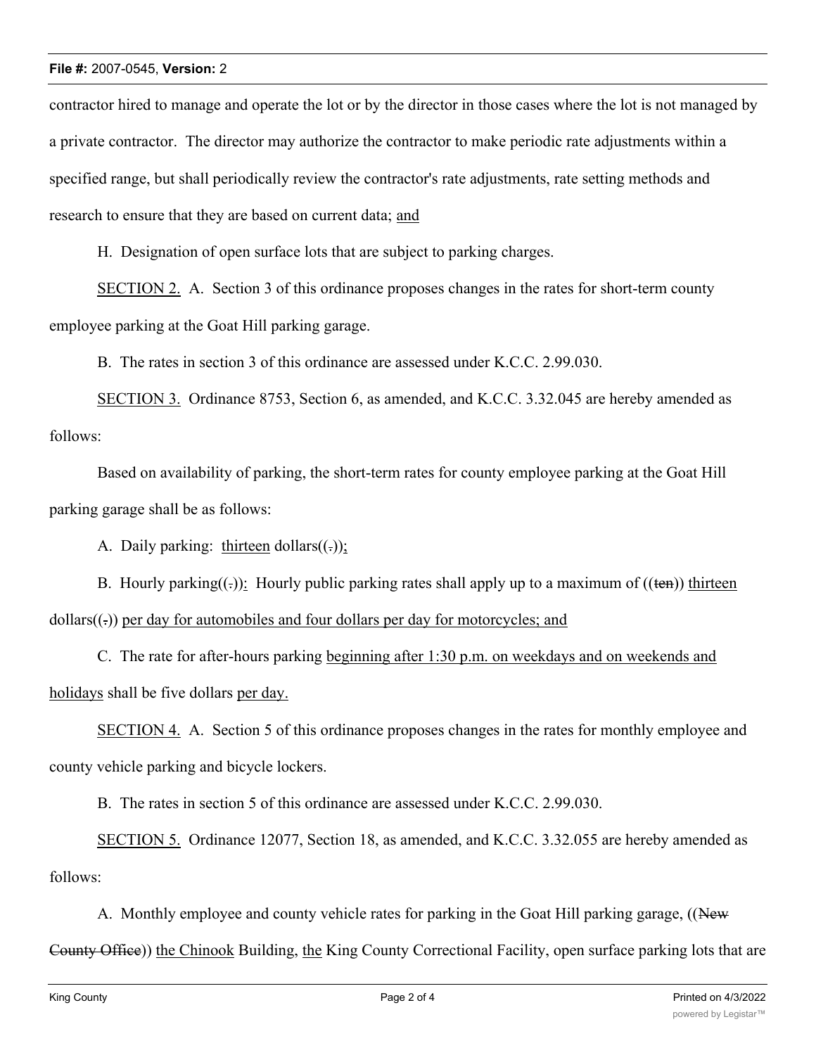contractor hired to manage and operate the lot or by the director in those cases where the lot is not managed by a private contractor. The director may authorize the contractor to make periodic rate adjustments within a specified range, but shall periodically review the contractor's rate adjustments, rate setting methods and research to ensure that they are based on current data; <u>and</u>

H. Designation of open surface lots that are subject to parking charges.

<u>SECTION 2.</u> A. Section 3 of this ordinance proposes changes in the rates for short-term county employee parking at the Goat Hill parking garage.

B. The rates in section 3 of this ordinance are assessed under K.C.C. 2.99.030.

<u>SECTION 3.</u> Ordinance 8753, Section 6, as amended, and K.C.C. 3.32.045 are hereby amended as follows:

Based on availability of parking, the short-term rates for county employee parking at the Goat Hill parking garage shall be as follows:

A. Daily parking: <u>thirteen</u> dollars((~~.~~))<u>;</u>

B. Hourly parking((~~.~~))<u>:</u> Hourly public parking rates shall apply up to a maximum of ((~~ten~~)) <u>thirteen</u> dollars((~~.~~)) <u>per day for automobiles and four dollars per day for motorcycles; and</u>

C. The rate for after-hours parking <u>beginning after 1:30 p.m. on weekdays and on weekends and holidays</u> shall be five dollars <u>per day.</u>

<u>SECTION 4.</u> A. Section 5 of this ordinance proposes changes in the rates for monthly employee and county vehicle parking and bicycle lockers.

B. The rates in section 5 of this ordinance are assessed under K.C.C. 2.99.030.

<u>SECTION 5.</u> Ordinance 12077, Section 18, as amended, and K.C.C. 3.32.055 are hereby amended as follows:

A. Monthly employee and county vehicle rates for parking in the Goat Hill parking garage, ((~~New County Office~~)) <u>the Chinook</u> Building, <u>the</u> King County Correctional Facility, open surface parking lots that are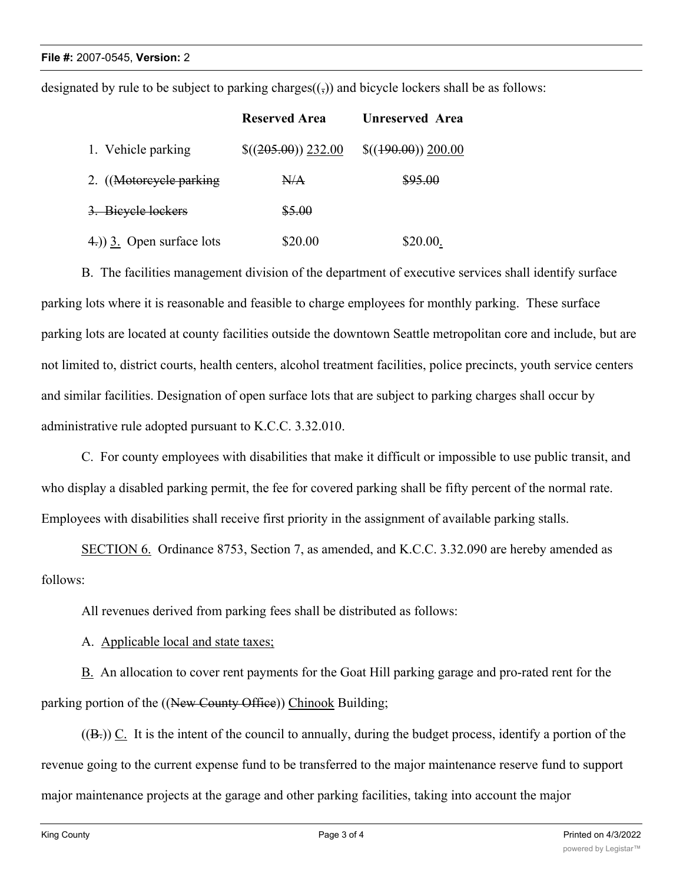designated by rule to be subject to parking charges((,)) and bicycle lockers shall be as follows:

| | Reserved Area | Unreserved Area |
|---|---|---|
| 1. Vehicle parking | $((~~205.00~~)) 232.00 | $((~~190.00~~)) 200.00 |
| 2. ((~~Motorcycle parking~~ | ~~N/A~~ | ~~$95.00~~ |
| ~~3. Bicycle lockers~~ | ~~$5.00~~ | |
| ~~4.~~)) 3. Open surface lots | $20.00 | $20.00. |

B. The facilities management division of the department of executive services shall identify surface parking lots where it is reasonable and feasible to charge employees for monthly parking. These surface parking lots are located at county facilities outside the downtown Seattle metropolitan core and include, but are not limited to, district courts, health centers, alcohol treatment facilities, police precincts, youth service centers and similar facilities. Designation of open surface lots that are subject to parking charges shall occur by administrative rule adopted pursuant to K.C.C. 3.32.010.

C. For county employees with disabilities that make it difficult or impossible to use public transit, and who display a disabled parking permit, the fee for covered parking shall be fifty percent of the normal rate. Employees with disabilities shall receive first priority in the assignment of available parking stalls.

SECTION 6. Ordinance 8753, Section 7, as amended, and K.C.C. 3.32.090 are hereby amended as follows:

All revenues derived from parking fees shall be distributed as follows:

A. Applicable local and state taxes;

B. An allocation to cover rent payments for the Goat Hill parking garage and pro-rated rent for the parking portion of the ((~~New County Office~~)) Chinook Building;

((~~B.~~)) C. It is the intent of the council to annually, during the budget process, identify a portion of the revenue going to the current expense fund to be transferred to the major maintenance reserve fund to support major maintenance projects at the garage and other parking facilities, taking into account the major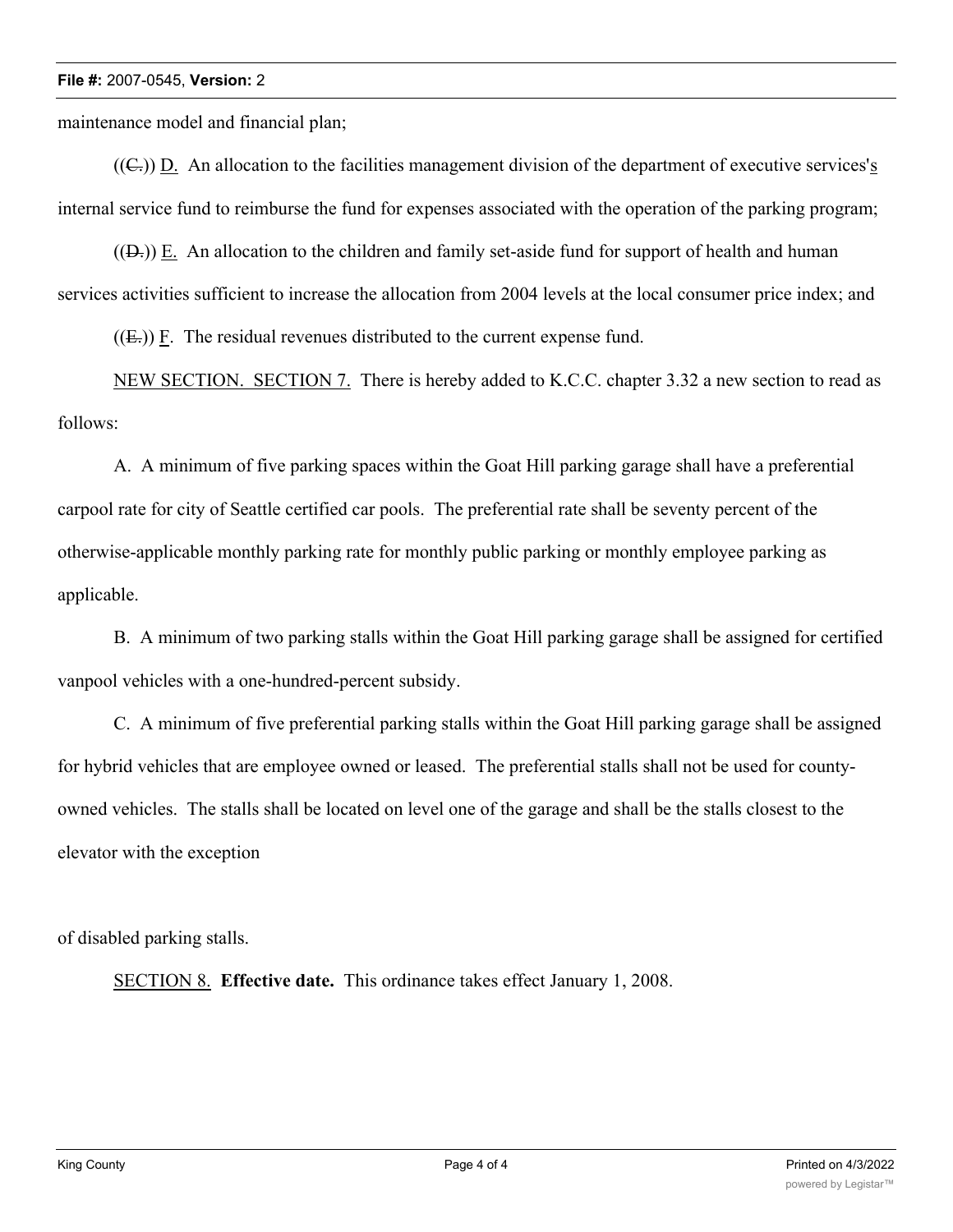maintenance model and financial plan;

((~~C.~~)) <u>D.</u> An allocation to the facilities management division of the department of executive services'<u>s</u> internal service fund to reimburse the fund for expenses associated with the operation of the parking program;

((~~D.~~)) <u>E.</u> An allocation to the children and family set-aside fund for support of health and human services activities sufficient to increase the allocation from 2004 levels at the local consumer price index; and

((~~E.~~)) <u>F.</u> The residual revenues distributed to the current expense fund.

<u>NEW SECTION. SECTION 7.</u> There is hereby added to K.C.C. chapter 3.32 a new section to read as follows:

A. A minimum of five parking spaces within the Goat Hill parking garage shall have a preferential carpool rate for city of Seattle certified car pools. The preferential rate shall be seventy percent of the otherwise-applicable monthly parking rate for monthly public parking or monthly employee parking as applicable.

B. A minimum of two parking stalls within the Goat Hill parking garage shall be assigned for certified vanpool vehicles with a one-hundred-percent subsidy.

C. A minimum of five preferential parking stalls within the Goat Hill parking garage shall be assigned for hybrid vehicles that are employee owned or leased. The preferential stalls shall not be used for county-owned vehicles. The stalls shall be located on level one of the garage and shall be the stalls closest to the elevator with the exception of disabled parking stalls.

<u>SECTION 8.</u> **Effective date.** This ordinance takes effect January 1, 2008.